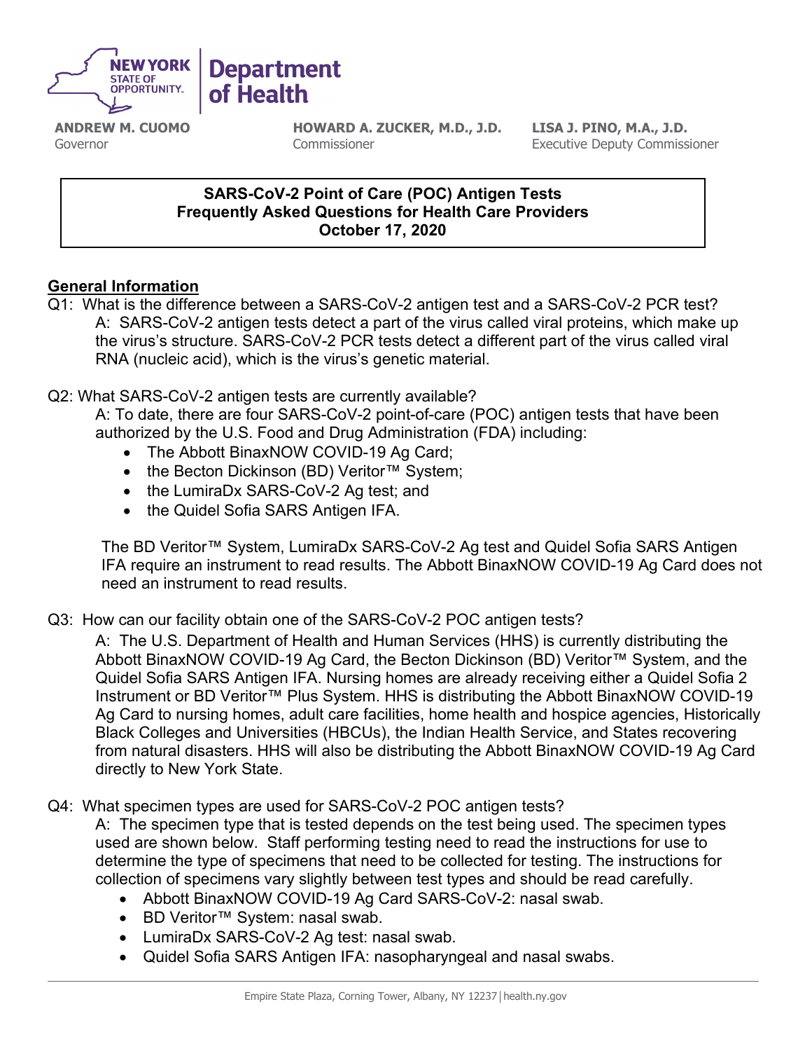NEW YORK STATE OF OPPORTUNITY. | Department of Health

**ANDREW M. CUOMO**
Governor

**HOWARD A. ZUCKER, M.D., J.D.**
Commissioner

**LISA J. PINO, M.A., J.D.**
Executive Deputy Commissioner

**SARS-CoV-2 Point of Care (POC) Antigen Tests**
**Frequently Asked Questions for Health Care Providers**
**October 17, 2020**

## General Information

Q1: What is the difference between a SARS-CoV-2 antigen test and a SARS-CoV-2 PCR test?

A: SARS-CoV-2 antigen tests detect a part of the virus called viral proteins, which make up the virus's structure. SARS-CoV-2 PCR tests detect a different part of the virus called viral RNA (nucleic acid), which is the virus's genetic material.

Q2: What SARS-CoV-2 antigen tests are currently available?

A: To date, there are four SARS-CoV-2 point-of-care (POC) antigen tests that have been authorized by the U.S. Food and Drug Administration (FDA) including:

- The Abbott BinaxNOW COVID-19 Ag Card;
- the Becton Dickinson (BD) Veritor™ System;
- the LumiraDx SARS-CoV-2 Ag test; and
- the Quidel Sofia SARS Antigen IFA.

The BD Veritor™ System, LumiraDx SARS-CoV-2 Ag test and Quidel Sofia SARS Antigen IFA require an instrument to read results. The Abbott BinaxNOW COVID-19 Ag Card does not need an instrument to read results.

Q3: How can our facility obtain one of the SARS-CoV-2 POC antigen tests?

A: The U.S. Department of Health and Human Services (HHS) is currently distributing the Abbott BinaxNOW COVID-19 Ag Card, the Becton Dickinson (BD) Veritor™ System, and the Quidel Sofia SARS Antigen IFA. Nursing homes are already receiving either a Quidel Sofia 2 Instrument or BD Veritor™ Plus System. HHS is distributing the Abbott BinaxNOW COVID-19 Ag Card to nursing homes, adult care facilities, home health and hospice agencies, Historically Black Colleges and Universities (HBCUs), the Indian Health Service, and States recovering from natural disasters. HHS will also be distributing the Abbott BinaxNOW COVID-19 Ag Card directly to New York State.

Q4: What specimen types are used for SARS-CoV-2 POC antigen tests?

A: The specimen type that is tested depends on the test being used. The specimen types used are shown below. Staff performing testing need to read the instructions for use to determine the type of specimens that need to be collected for testing. The instructions for collection of specimens vary slightly between test types and should be read carefully.

- Abbott BinaxNOW COVID-19 Ag Card SARS-CoV-2: nasal swab.
- BD Veritor™ System: nasal swab.
- LumiraDx SARS-CoV-2 Ag test: nasal swab.
- Quidel Sofia SARS Antigen IFA: nasopharyngeal and nasal swabs.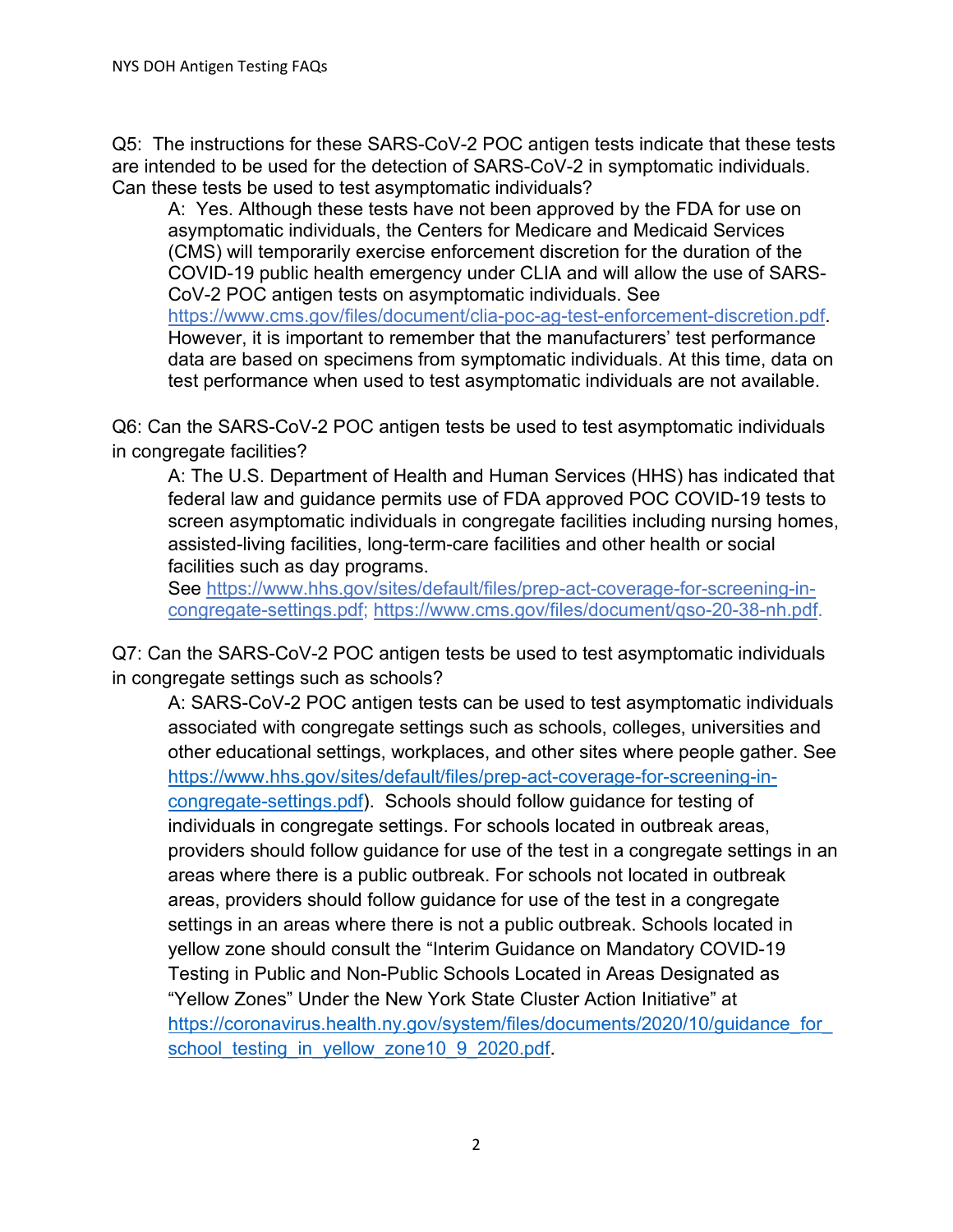Q5: The instructions for these SARS-CoV-2 POC antigen tests indicate that these tests are intended to be used for the detection of SARS-CoV-2 in symptomatic individuals. Can these tests be used to test asymptomatic individuals?

A: Yes. Although these tests have not been approved by the FDA for use on asymptomatic individuals, the Centers for Medicare and Medicaid Services (CMS) will temporarily exercise enforcement discretion for the duration of the COVID-19 public health emergency under CLIA and will allow the use of SARS-CoV-2 POC antigen tests on asymptomatic individuals. See https://www.cms.gov/files/document/clia-poc-ag-test-enforcement-discretion.pdf. However, it is important to remember that the manufacturers' test performance data are based on specimens from symptomatic individuals. At this time, data on test performance when used to test asymptomatic individuals are not available.

Q6: Can the SARS-CoV-2 POC antigen tests be used to test asymptomatic individuals in congregate facilities?

A: The U.S. Department of Health and Human Services (HHS) has indicated that federal law and guidance permits use of FDA approved POC COVID-19 tests to screen asymptomatic individuals in congregate facilities including nursing homes, assisted-living facilities, long-term-care facilities and other health or social facilities such as day programs.
See https://www.hhs.gov/sites/default/files/prep-act-coverage-for-screening-in-congregate-settings.pdf; https://www.cms.gov/files/document/qso-20-38-nh.pdf.

Q7: Can the SARS-CoV-2 POC antigen tests be used to test asymptomatic individuals in congregate settings such as schools?

A: SARS-CoV-2 POC antigen tests can be used to test asymptomatic individuals associated with congregate settings such as schools, colleges, universities and other educational settings, workplaces, and other sites where people gather. See https://www.hhs.gov/sites/default/files/prep-act-coverage-for-screening-in-congregate-settings.pdf). Schools should follow guidance for testing of individuals in congregate settings. For schools located in outbreak areas, providers should follow guidance for use of the test in a congregate settings in an areas where there is a public outbreak. For schools not located in outbreak areas, providers should follow guidance for use of the test in a congregate settings in an areas where there is not a public outbreak. Schools located in yellow zone should consult the "Interim Guidance on Mandatory COVID-19 Testing in Public and Non-Public Schools Located in Areas Designated as "Yellow Zones" Under the New York State Cluster Action Initiative" at https://coronavirus.health.ny.gov/system/files/documents/2020/10/guidance_for_school_testing_in_yellow_zone10_9_2020.pdf.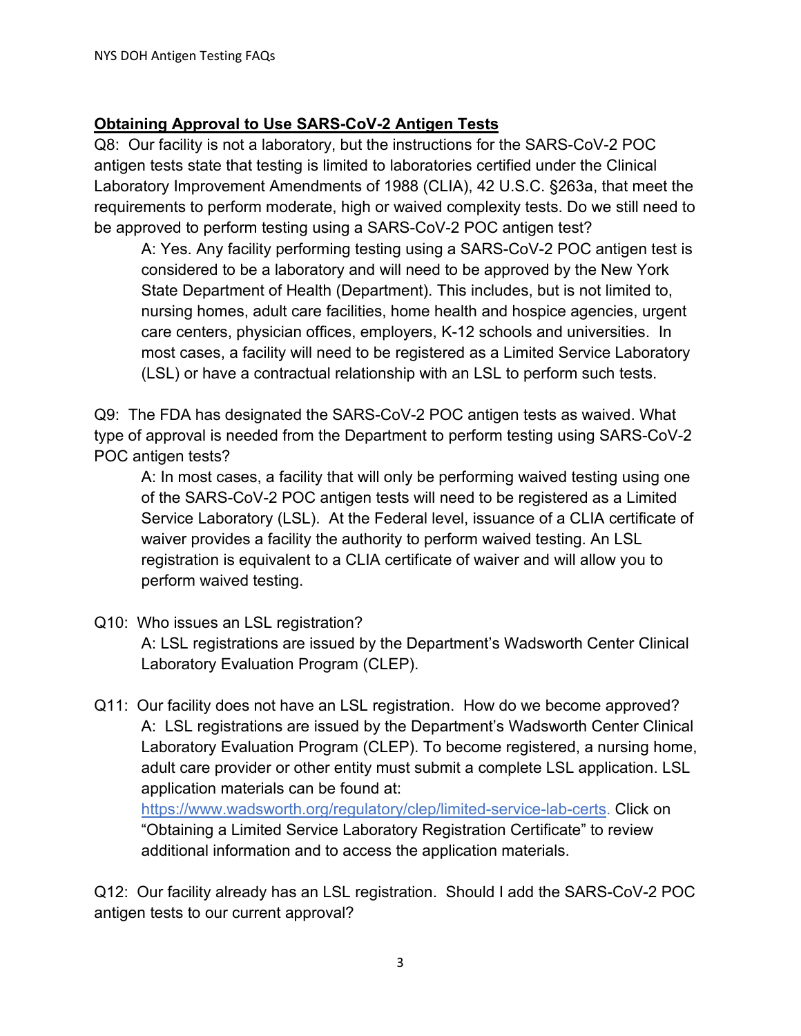## Obtaining Approval to Use SARS-CoV-2 Antigen Tests

Q8: Our facility is not a laboratory, but the instructions for the SARS-CoV-2 POC antigen tests state that testing is limited to laboratories certified under the Clinical Laboratory Improvement Amendments of 1988 (CLIA), 42 U.S.C. §263a, that meet the requirements to perform moderate, high or waived complexity tests. Do we still need to be approved to perform testing using a SARS-CoV-2 POC antigen test?

> A: Yes. Any facility performing testing using a SARS-CoV-2 POC antigen test is considered to be a laboratory and will need to be approved by the New York State Department of Health (Department). This includes, but is not limited to, nursing homes, adult care facilities, home health and hospice agencies, urgent care centers, physician offices, employers, K-12 schools and universities. In most cases, a facility will need to be registered as a Limited Service Laboratory (LSL) or have a contractual relationship with an LSL to perform such tests.

Q9: The FDA has designated the SARS-CoV-2 POC antigen tests as waived. What type of approval is needed from the Department to perform testing using SARS-CoV-2 POC antigen tests?

> A: In most cases, a facility that will only be performing waived testing using one of the SARS-CoV-2 POC antigen tests will need to be registered as a Limited Service Laboratory (LSL). At the Federal level, issuance of a CLIA certificate of waiver provides a facility the authority to perform waived testing. An LSL registration is equivalent to a CLIA certificate of waiver and will allow you to perform waived testing.

Q10: Who issues an LSL registration?

> A: LSL registrations are issued by the Department's Wadsworth Center Clinical Laboratory Evaluation Program (CLEP).

Q11: Our facility does not have an LSL registration. How do we become approved?

> A: LSL registrations are issued by the Department's Wadsworth Center Clinical Laboratory Evaluation Program (CLEP). To become registered, a nursing home, adult care provider or other entity must submit a complete LSL application. LSL application materials can be found at: https://www.wadsworth.org/regulatory/clep/limited-service-lab-certs. Click on "Obtaining a Limited Service Laboratory Registration Certificate" to review additional information and to access the application materials.

Q12: Our facility already has an LSL registration. Should I add the SARS-CoV-2 POC antigen tests to our current approval?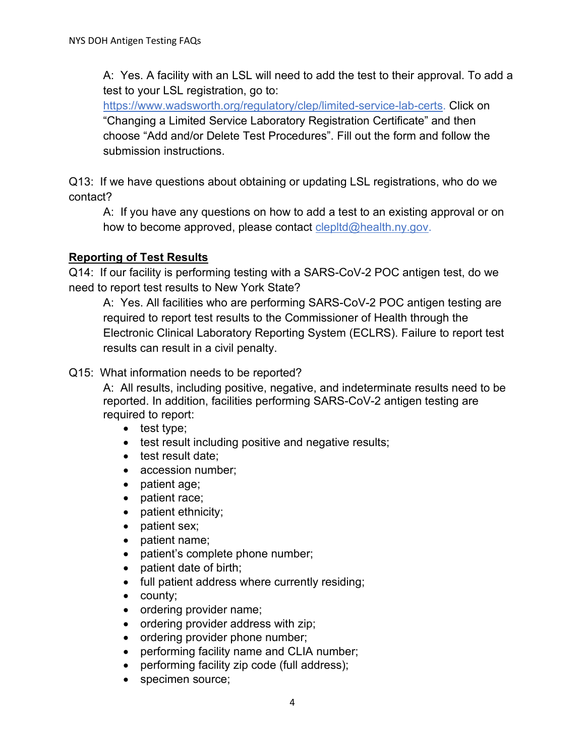A: Yes. A facility with an LSL will need to add the test to their approval. To add a test to your LSL registration, go to: https://www.wadsworth.org/regulatory/clep/limited-service-lab-certs. Click on "Changing a Limited Service Laboratory Registration Certificate" and then choose "Add and/or Delete Test Procedures". Fill out the form and follow the submission instructions.

Q13: If we have questions about obtaining or updating LSL registrations, who do we contact?

A: If you have any questions on how to add a test to an existing approval or on how to become approved, please contact clepltd@health.ny.gov.

**Reporting of Test Results**

Q14: If our facility is performing testing with a SARS-CoV-2 POC antigen test, do we need to report test results to New York State?

A: Yes. All facilities who are performing SARS-CoV-2 POC antigen testing are required to report test results to the Commissioner of Health through the Electronic Clinical Laboratory Reporting System (ECLRS). Failure to report test results can result in a civil penalty.

Q15: What information needs to be reported?

A: All results, including positive, negative, and indeterminate results need to be reported. In addition, facilities performing SARS-CoV-2 antigen testing are required to report:

- test type;
- test result including positive and negative results;
- test result date;
- accession number;
- patient age;
- patient race;
- patient ethnicity;
- patient sex;
- patient name;
- patient's complete phone number;
- patient date of birth;
- full patient address where currently residing;
- county;
- ordering provider name;
- ordering provider address with zip;
- ordering provider phone number;
- performing facility name and CLIA number;
- performing facility zip code (full address);
- specimen source;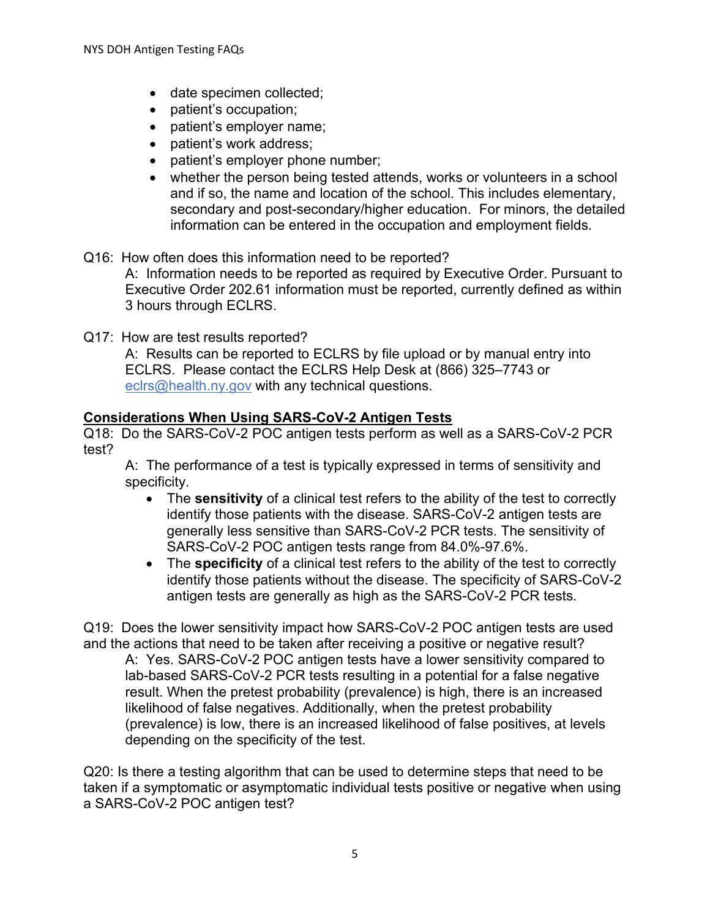- date specimen collected;
- patient's occupation;
- patient's employer name;
- patient's work address;
- patient's employer phone number;
- whether the person being tested attends, works or volunteers in a school and if so, the name and location of the school. This includes elementary, secondary and post-secondary/higher education. For minors, the detailed information can be entered in the occupation and employment fields.

Q16: How often does this information need to be reported?

A: Information needs to be reported as required by Executive Order. Pursuant to Executive Order 202.61 information must be reported, currently defined as within 3 hours through ECLRS.

Q17: How are test results reported?

A: Results can be reported to ECLRS by file upload or by manual entry into ECLRS. Please contact the ECLRS Help Desk at (866) 325–7743 or eclrs@health.ny.gov with any technical questions.

## Considerations When Using SARS-CoV-2 Antigen Tests

Q18: Do the SARS-CoV-2 POC antigen tests perform as well as a SARS-CoV-2 PCR test?

A: The performance of a test is typically expressed in terms of sensitivity and specificity.

- The **sensitivity** of a clinical test refers to the ability of the test to correctly identify those patients with the disease. SARS-CoV-2 antigen tests are generally less sensitive than SARS-CoV-2 PCR tests. The sensitivity of SARS-CoV-2 POC antigen tests range from 84.0%-97.6%.
- The **specificity** of a clinical test refers to the ability of the test to correctly identify those patients without the disease. The specificity of SARS-CoV-2 antigen tests are generally as high as the SARS-CoV-2 PCR tests.

Q19: Does the lower sensitivity impact how SARS-CoV-2 POC antigen tests are used and the actions that need to be taken after receiving a positive or negative result?

A: Yes. SARS-CoV-2 POC antigen tests have a lower sensitivity compared to lab-based SARS-CoV-2 PCR tests resulting in a potential for a false negative result. When the pretest probability (prevalence) is high, there is an increased likelihood of false negatives. Additionally, when the pretest probability (prevalence) is low, there is an increased likelihood of false positives, at levels depending on the specificity of the test.

Q20: Is there a testing algorithm that can be used to determine steps that need to be taken if a symptomatic or asymptomatic individual tests positive or negative when using a SARS-CoV-2 POC antigen test?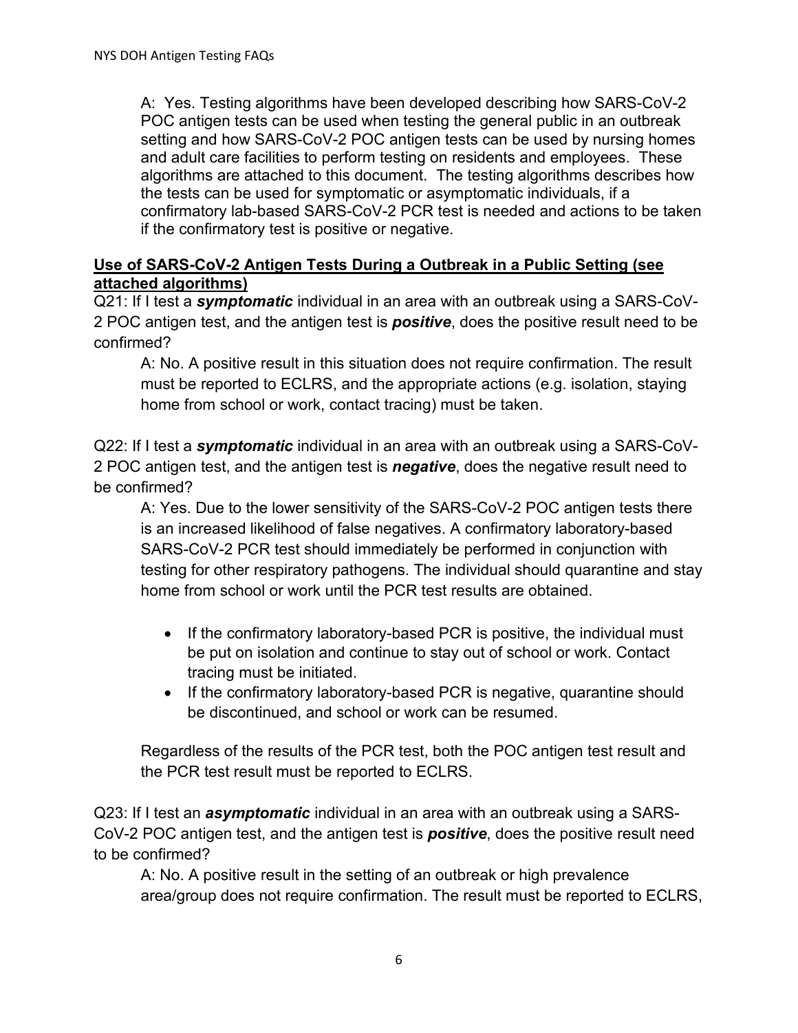A: Yes. Testing algorithms have been developed describing how SARS-CoV-2 POC antigen tests can be used when testing the general public in an outbreak setting and how SARS-CoV-2 POC antigen tests can be used by nursing homes and adult care facilities to perform testing on residents and employees. These algorithms are attached to this document. The testing algorithms describes how the tests can be used for symptomatic or asymptomatic individuals, if a confirmatory lab-based SARS-CoV-2 PCR test is needed and actions to be taken if the confirmatory test is positive or negative.

**<u>Use of SARS-CoV-2 Antigen Tests During a Outbreak in a Public Setting (see attached algorithms)</u>**

Q21: If I test a ***symptomatic*** individual in an area with an outbreak using a SARS-CoV-2 POC antigen test, and the antigen test is ***positive***, does the positive result need to be confirmed?

A: No. A positive result in this situation does not require confirmation. The result must be reported to ECLRS, and the appropriate actions (e.g. isolation, staying home from school or work, contact tracing) must be taken.

Q22: If I test a ***symptomatic*** individual in an area with an outbreak using a SARS-CoV-2 POC antigen test, and the antigen test is ***negative***, does the negative result need to be confirmed?

A: Yes. Due to the lower sensitivity of the SARS-CoV-2 POC antigen tests there is an increased likelihood of false negatives. A confirmatory laboratory-based SARS-CoV-2 PCR test should immediately be performed in conjunction with testing for other respiratory pathogens. The individual should quarantine and stay home from school or work until the PCR test results are obtained.

- If the confirmatory laboratory-based PCR is positive, the individual must be put on isolation and continue to stay out of school or work. Contact tracing must be initiated.
- If the confirmatory laboratory-based PCR is negative, quarantine should be discontinued, and school or work can be resumed.

Regardless of the results of the PCR test, both the POC antigen test result and the PCR test result must be reported to ECLRS.

Q23: If I test an ***asymptomatic*** individual in an area with an outbreak using a SARS-CoV-2 POC antigen test, and the antigen test is ***positive***, does the positive result need to be confirmed?

A: No. A positive result in the setting of an outbreak or high prevalence area/group does not require confirmation. The result must be reported to ECLRS,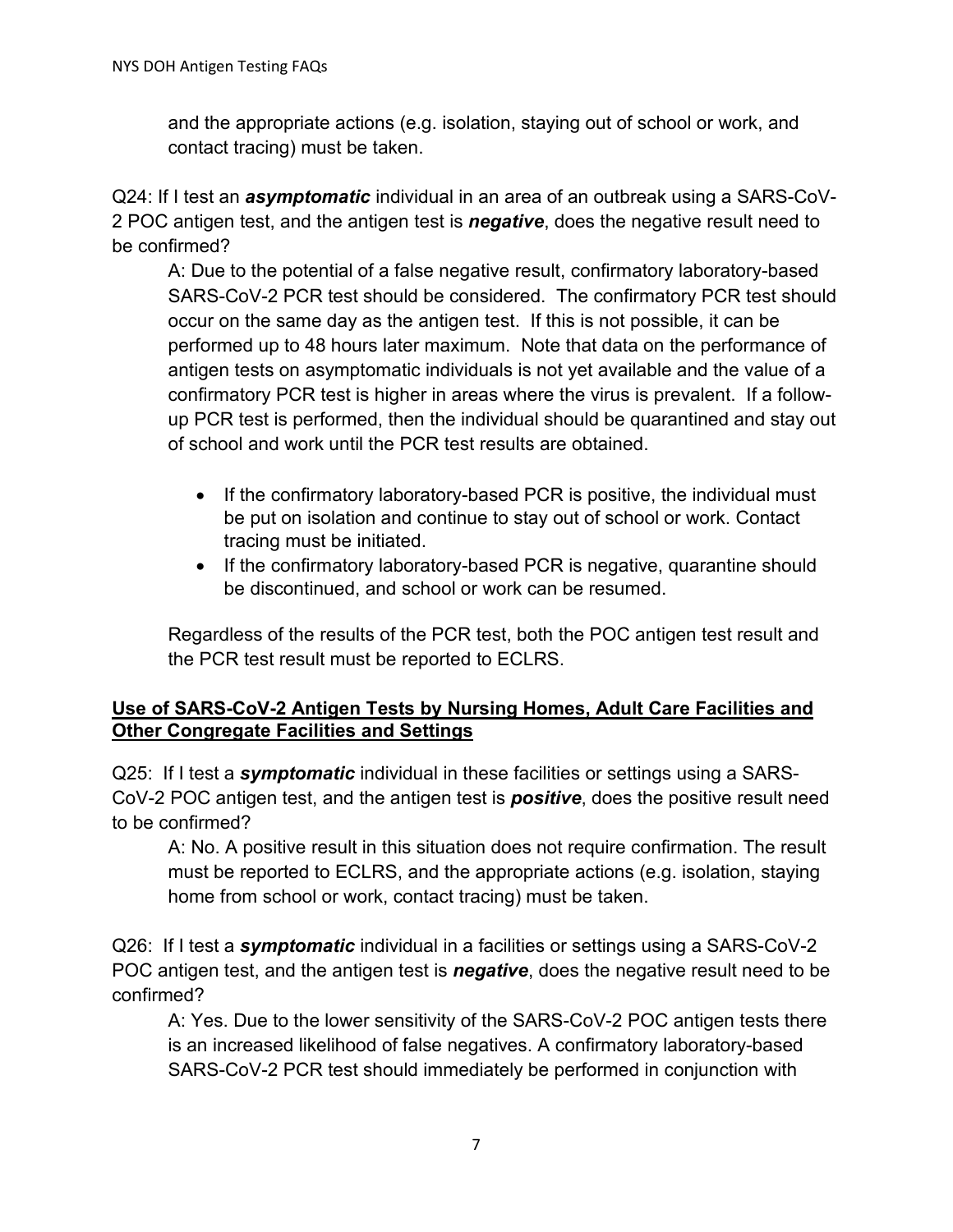and the appropriate actions (e.g. isolation, staying out of school or work, and contact tracing) must be taken.

Q24: If I test an ***asymptomatic*** individual in an area of an outbreak using a SARS-CoV-2 POC antigen test, and the antigen test is ***negative***, does the negative result need to be confirmed?

A: Due to the potential of a false negative result, confirmatory laboratory-based SARS-CoV-2 PCR test should be considered. The confirmatory PCR test should occur on the same day as the antigen test. If this is not possible, it can be performed up to 48 hours later maximum. Note that data on the performance of antigen tests on asymptomatic individuals is not yet available and the value of a confirmatory PCR test is higher in areas where the virus is prevalent. If a follow-up PCR test is performed, then the individual should be quarantined and stay out of school and work until the PCR test results are obtained.

- If the confirmatory laboratory-based PCR is positive, the individual must be put on isolation and continue to stay out of school or work. Contact tracing must be initiated.
- If the confirmatory laboratory-based PCR is negative, quarantine should be discontinued, and school or work can be resumed.

Regardless of the results of the PCR test, both the POC antigen test result and the PCR test result must be reported to ECLRS.

## Use of SARS-CoV-2 Antigen Tests by Nursing Homes, Adult Care Facilities and Other Congregate Facilities and Settings

Q25: If I test a ***symptomatic*** individual in these facilities or settings using a SARS-CoV-2 POC antigen test, and the antigen test is ***positive***, does the positive result need to be confirmed?

A: No. A positive result in this situation does not require confirmation. The result must be reported to ECLRS, and the appropriate actions (e.g. isolation, staying home from school or work, contact tracing) must be taken.

Q26: If I test a ***symptomatic*** individual in a facilities or settings using a SARS-CoV-2 POC antigen test, and the antigen test is ***negative***, does the negative result need to be confirmed?

A: Yes. Due to the lower sensitivity of the SARS-CoV-2 POC antigen tests there is an increased likelihood of false negatives. A confirmatory laboratory-based SARS-CoV-2 PCR test should immediately be performed in conjunction with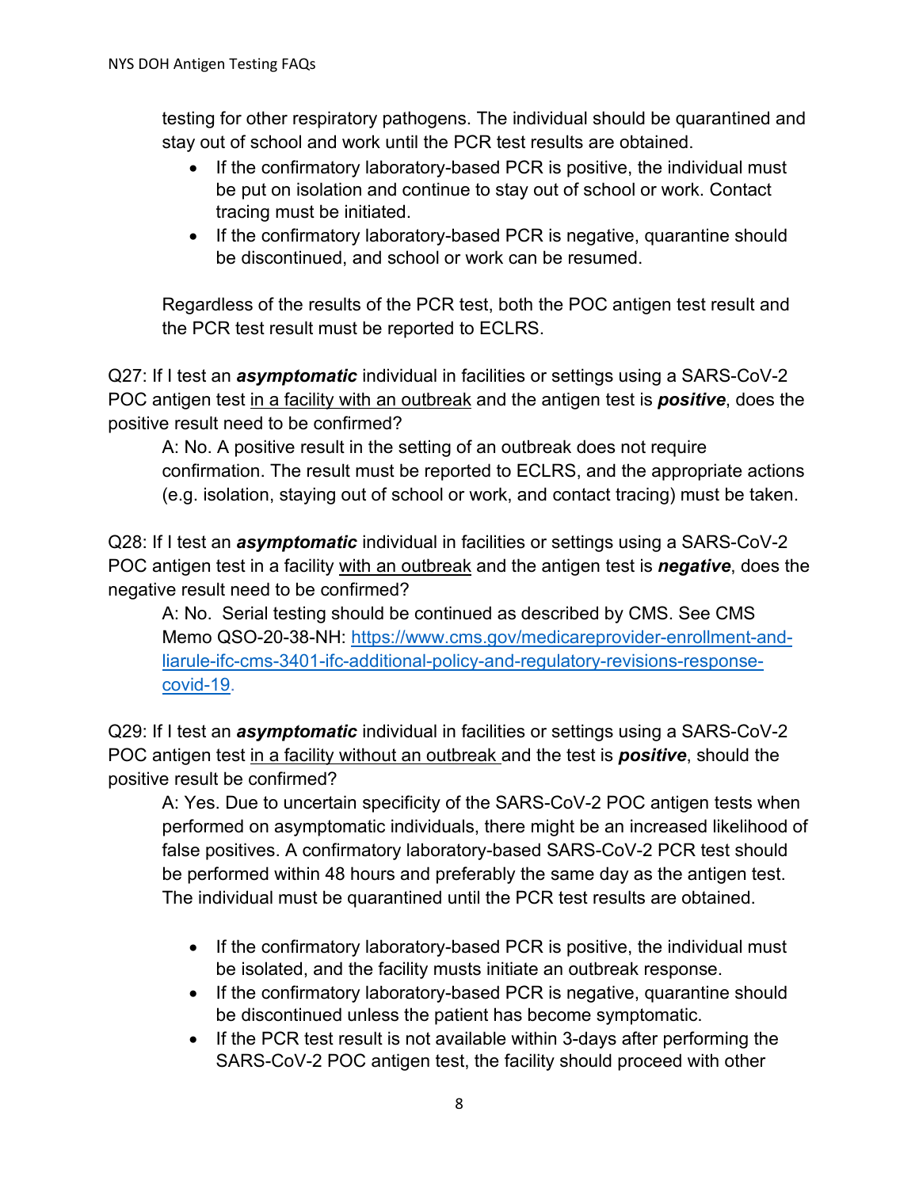testing for other respiratory pathogens. The individual should be quarantined and stay out of school and work until the PCR test results are obtained.

- If the confirmatory laboratory-based PCR is positive, the individual must be put on isolation and continue to stay out of school or work. Contact tracing must be initiated.
- If the confirmatory laboratory-based PCR is negative, quarantine should be discontinued, and school or work can be resumed.

Regardless of the results of the PCR test, both the POC antigen test result and the PCR test result must be reported to ECLRS.

Q27: If I test an ***asymptomatic*** individual in facilities or settings using a SARS-CoV-2 POC antigen test <u>in a facility with an outbreak</u> and the antigen test is ***positive***, does the positive result need to be confirmed?

A: No. A positive result in the setting of an outbreak does not require confirmation. The result must be reported to ECLRS, and the appropriate actions (e.g. isolation, staying out of school or work, and contact tracing) must be taken.

Q28: If I test an ***asymptomatic*** individual in facilities or settings using a SARS-CoV-2 POC antigen test in a facility <u>with an outbreak</u> and the antigen test is ***negative***, does the negative result need to be confirmed?

A: No. Serial testing should be continued as described by CMS. See CMS Memo QSO-20-38-NH: [https://www.cms.gov/medicareprovider-enrollment-and-liarule-ifc-cms-3401-ifc-additional-policy-and-regulatory-revisions-response-covid-19](https://www.cms.gov/medicareprovider-enrollment-and-liarule-ifc-cms-3401-ifc-additional-policy-and-regulatory-revisions-response-covid-19).

Q29: If I test an ***asymptomatic*** individual in facilities or settings using a SARS-CoV-2 POC antigen test <u>in a facility without an outbreak</u> and the test is ***positive***, should the positive result be confirmed?

A: Yes. Due to uncertain specificity of the SARS-CoV-2 POC antigen tests when performed on asymptomatic individuals, there might be an increased likelihood of false positives. A confirmatory laboratory-based SARS-CoV-2 PCR test should be performed within 48 hours and preferably the same day as the antigen test. The individual must be quarantined until the PCR test results are obtained.

- If the confirmatory laboratory-based PCR is positive, the individual must be isolated, and the facility musts initiate an outbreak response.
- If the confirmatory laboratory-based PCR is negative, quarantine should be discontinued unless the patient has become symptomatic.
- If the PCR test result is not available within 3-days after performing the SARS-CoV-2 POC antigen test, the facility should proceed with other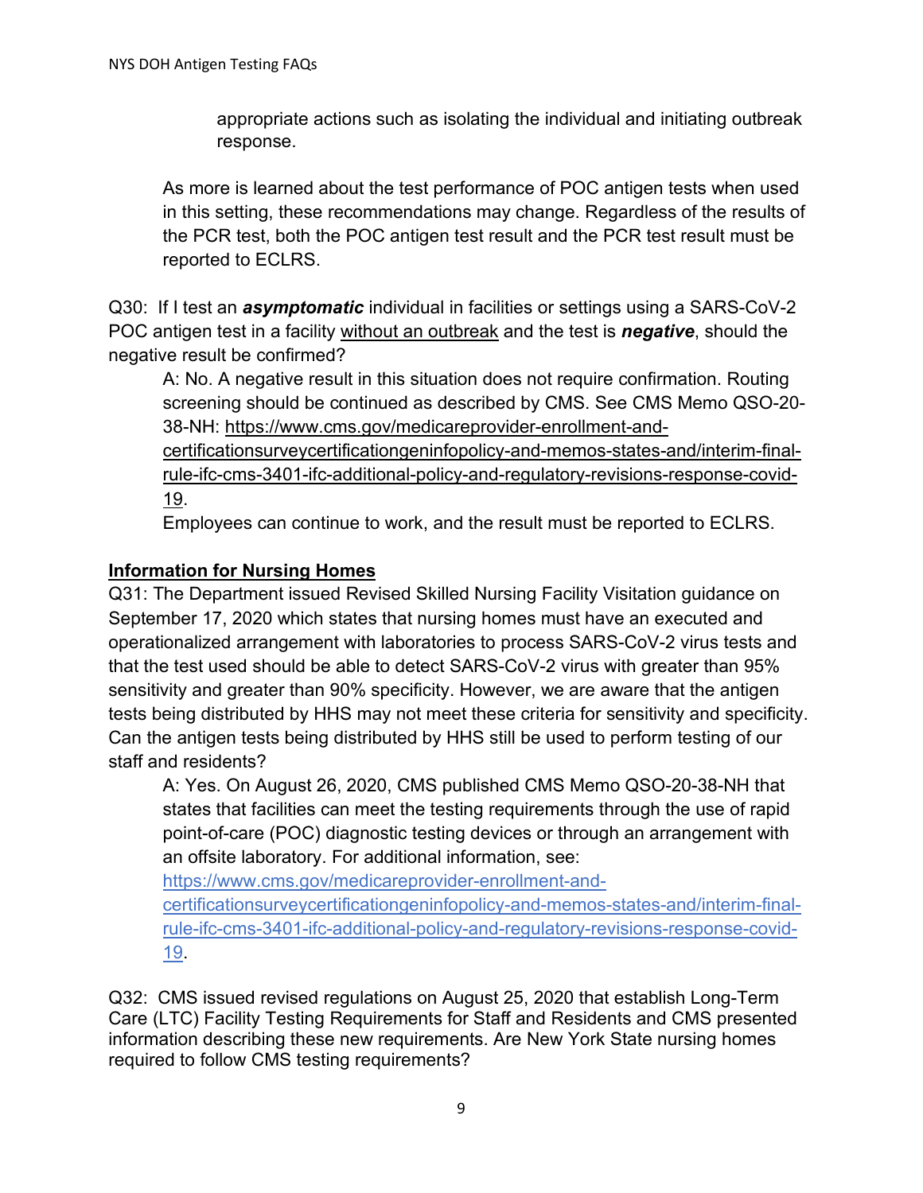appropriate actions such as isolating the individual and initiating outbreak response.

As more is learned about the test performance of POC antigen tests when used in this setting, these recommendations may change. Regardless of the results of the PCR test, both the POC antigen test result and the PCR test result must be reported to ECLRS.

Q30: If I test an ***asymptomatic*** individual in facilities or settings using a SARS-CoV-2 POC antigen test in a facility without an outbreak and the test is ***negative***, should the negative result be confirmed?

A: No. A negative result in this situation does not require confirmation. Routing screening should be continued as described by CMS. See CMS Memo QSO-20-38-NH: https://www.cms.gov/medicareprovider-enrollment-and-certificationsurveycertificationgeninfopolicy-and-memos-states-and/interim-final-rule-ifc-cms-3401-ifc-additional-policy-and-regulatory-revisions-response-covid-19.

Employees can continue to work, and the result must be reported to ECLRS.

## Information for Nursing Homes

Q31: The Department issued Revised Skilled Nursing Facility Visitation guidance on September 17, 2020 which states that nursing homes must have an executed and operationalized arrangement with laboratories to process SARS-CoV-2 virus tests and that the test used should be able to detect SARS-CoV-2 virus with greater than 95% sensitivity and greater than 90% specificity. However, we are aware that the antigen tests being distributed by HHS may not meet these criteria for sensitivity and specificity. Can the antigen tests being distributed by HHS still be used to perform testing of our staff and residents?

A: Yes. On August 26, 2020, CMS published CMS Memo QSO-20-38-NH that states that facilities can meet the testing requirements through the use of rapid point-of-care (POC) diagnostic testing devices or through an arrangement with an offsite laboratory. For additional information, see: https://www.cms.gov/medicareprovider-enrollment-and-certificationsurveycertificationgeninfopolicy-and-memos-states-and/interim-final-rule-ifc-cms-3401-ifc-additional-policy-and-regulatory-revisions-response-covid-19.

Q32: CMS issued revised regulations on August 25, 2020 that establish Long-Term Care (LTC) Facility Testing Requirements for Staff and Residents and CMS presented information describing these new requirements. Are New York State nursing homes required to follow CMS testing requirements?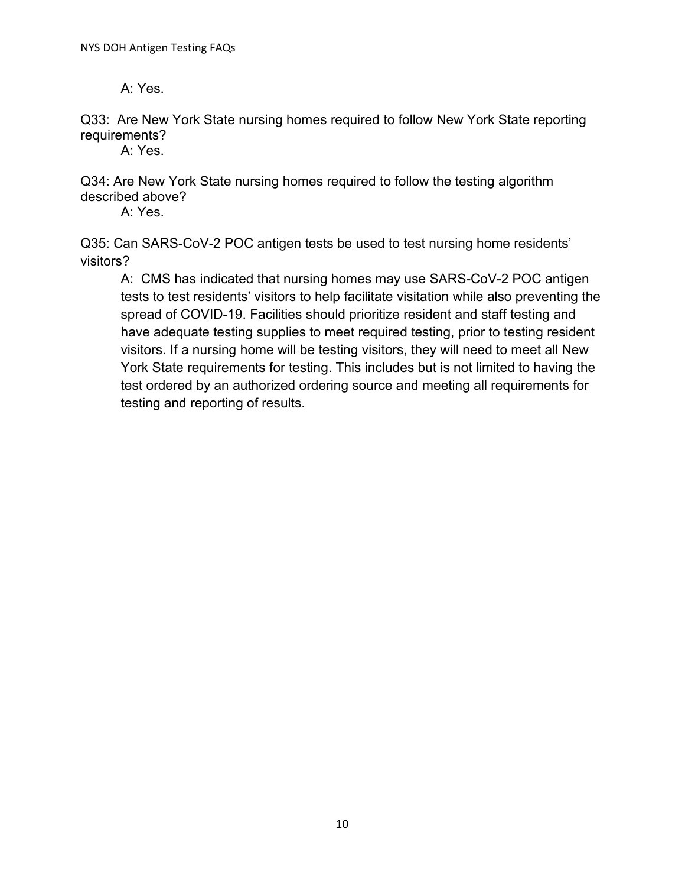A: Yes.

Q33: Are New York State nursing homes required to follow New York State reporting requirements?

A: Yes.

Q34: Are New York State nursing homes required to follow the testing algorithm described above?

A: Yes.

Q35: Can SARS-CoV-2 POC antigen tests be used to test nursing home residents' visitors?

A: CMS has indicated that nursing homes may use SARS-CoV-2 POC antigen tests to test residents' visitors to help facilitate visitation while also preventing the spread of COVID-19. Facilities should prioritize resident and staff testing and have adequate testing supplies to meet required testing, prior to testing resident visitors. If a nursing home will be testing visitors, they will need to meet all New York State requirements for testing. This includes but is not limited to having the test ordered by an authorized ordering source and meeting all requirements for testing and reporting of results.